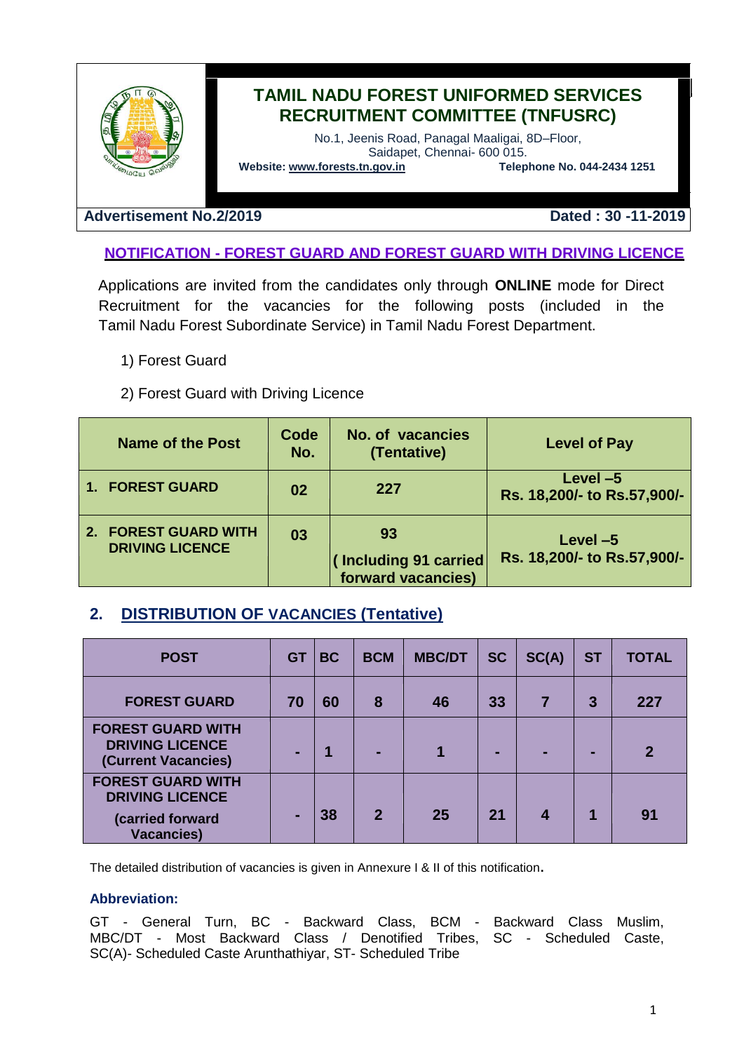# TAMIL NADU FOREST UNIFORMED SERVICES RECRUITMENT COMMITTEE (TNFUSRC)

No.1, Jeenis Road, Panagal Maaligai, 8D–Floor,
Saidapet, Chennai- 600 015.
**Website: www.forests.tn.gov.in** **Telephone No. 044-2434 1251**

**Advertisement No.2/2019** **Dated : 30 -11-2019**

## NOTIFICATION - FOREST GUARD AND FOREST GUARD WITH DRIVING LICENCE

Applications are invited from the candidates only through **ONLINE** mode for Direct Recruitment for the vacancies for the following posts (included in the Tamil Nadu Forest Subordinate Service) in Tamil Nadu Forest Department.

1) Forest Guard

2) Forest Guard with Driving Licence

| Name of the Post | Code No. | No. of vacancies (Tentative) | Level of Pay |
|---|---|---|---|
| **1. FOREST GUARD** | **02** | **227** | **Level –5 Rs. 18,200/- to Rs.57,900/-** |
| **2. FOREST GUARD WITH DRIVING LICENCE** | **03** | **93 ( Including 91 carried forward vacancies)** | **Level –5 Rs. 18,200/- to Rs.57,900/-** |

## 2. DISTRIBUTION OF VACANCIES (Tentative)

| POST | GT | BC | BCM | MBC/DT | SC | SC(A) | ST | TOTAL |
|---|---|---|---|---|---|---|---|---|
| **FOREST GUARD** | **70** | **60** | **8** | **46** | **33** | **7** | **3** | **227** |
| **FOREST GUARD WITH DRIVING LICENCE (Current Vacancies)** | **-** | **1** | **-** | **1** | **-** | **-** | **-** | **2** |
| **FOREST GUARD WITH DRIVING LICENCE (carried forward Vacancies)** | **-** | **38** | **2** | **25** | **21** | **4** | **1** | **91** |

The detailed distribution of vacancies is given in Annexure I & II of this notification.

**Abbreviation:**

GT - General Turn, BC - Backward Class, BCM - Backward Class Muslim, MBC/DT - Most Backward Class / Denotified Tribes, SC - Scheduled Caste, SC(A)- Scheduled Caste Arunthathiyar, ST- Scheduled Tribe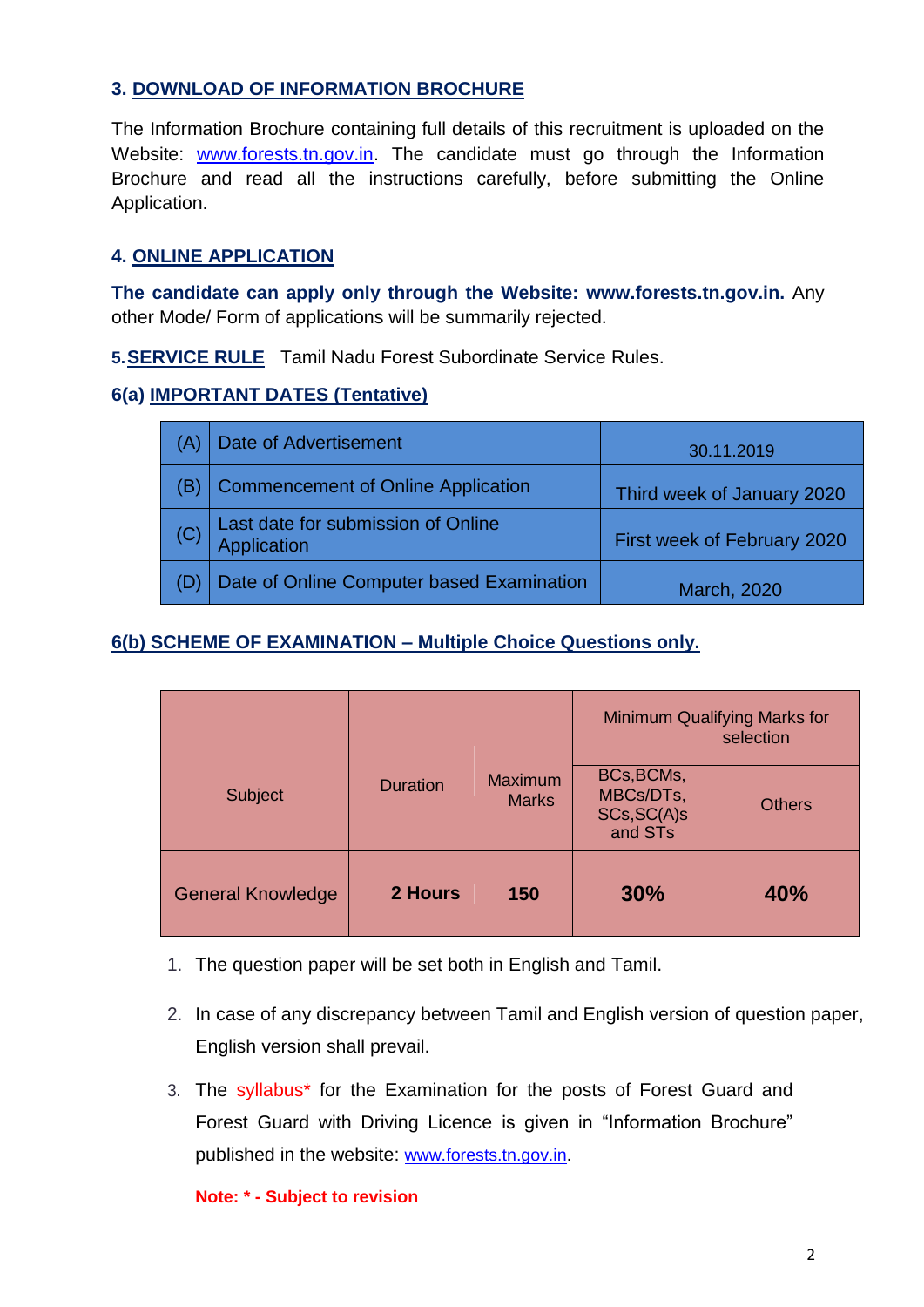### 3. DOWNLOAD OF INFORMATION BROCHURE

The Information Brochure containing full details of this recruitment is uploaded on the Website: www.forests.tn.gov.in. The candidate must go through the Information Brochure and read all the instructions carefully, before submitting the Online Application.

### 4. ONLINE APPLICATION

**The candidate can apply only through the Website: www.forests.tn.gov.in.** Any other Mode/ Form of applications will be summarily rejected.

**5. SERVICE RULE** Tamil Nadu Forest Subordinate Service Rules.

### 6(a) IMPORTANT DATES (Tentative)

| | | |
|---|---|---|
| (A) | Date of Advertisement | 30.11.2019 |
| (B) | Commencement of Online Application | Third week of January 2020 |
| (C) | Last date for submission of Online Application | First week of February 2020 |
| (D) | Date of Online Computer based Examination | March, 2020 |

### 6(b) SCHEME OF EXAMINATION – Multiple Choice Questions only.

| Subject | Duration | Maximum Marks | Minimum Qualifying Marks for selection | |
|---|---|---|---|---|
| | | | BCs,BCMs, MBCs/DTs, SCs,SC(A)s and STs | Others |
| General Knowledge | **2 Hours** | **150** | **30%** | **40%** |

1. The question paper will be set both in English and Tamil.
2. In case of any discrepancy between Tamil and English version of question paper, English version shall prevail.
3. The syllabus* for the Examination for the posts of Forest Guard and Forest Guard with Driving Licence is given in "Information Brochure" published in the website: www.forests.tn.gov.in.

**Note: * - Subject to revision**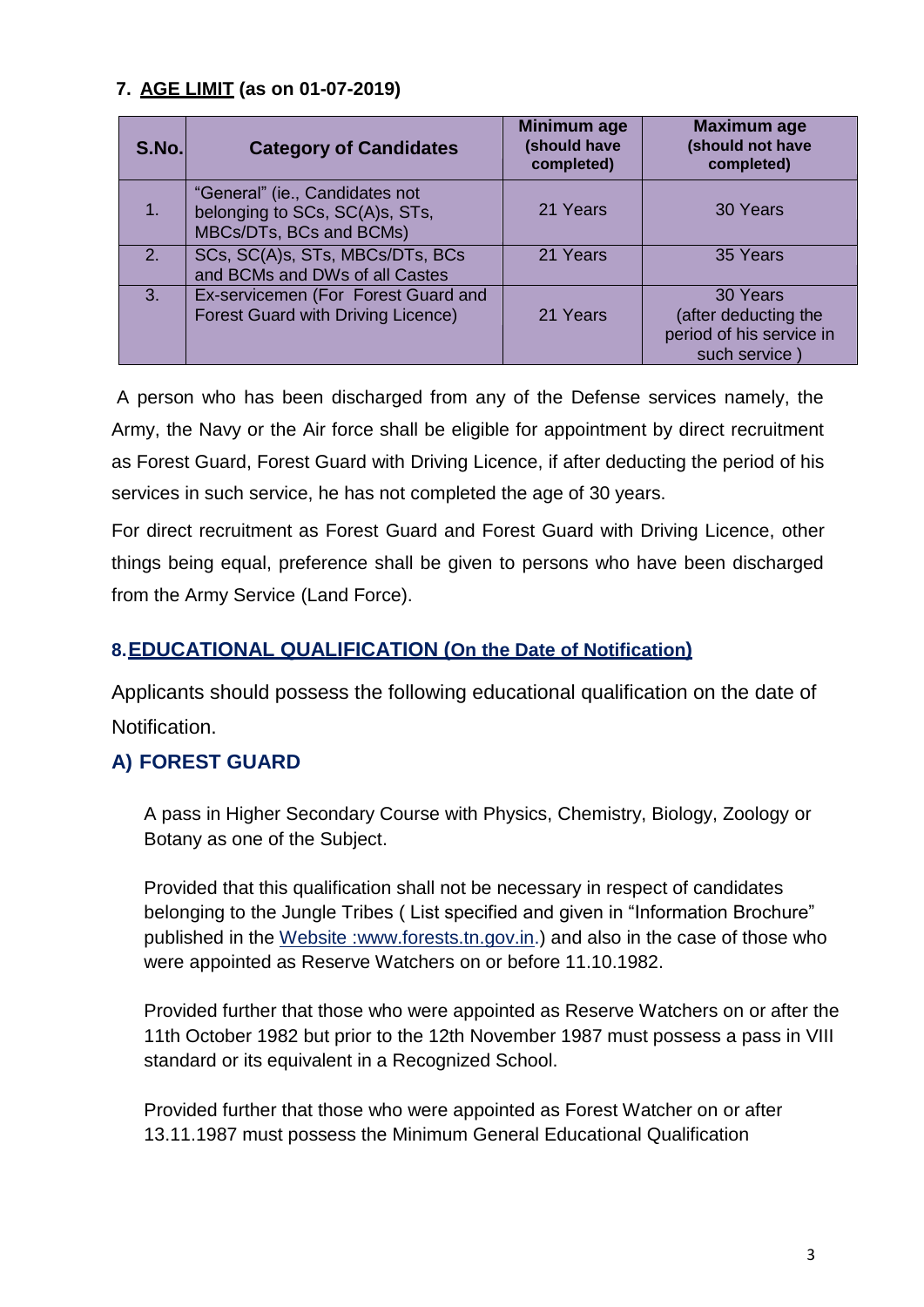## 7. AGE LIMIT (as on 01-07-2019)

| S.No. | Category of Candidates | Minimum age (should have completed) | Maximum age (should not have completed) |
|---|---|---|---|
| 1. | "General" (ie., Candidates not belonging to SCs, SC(A)s, STs, MBCs/DTs, BCs and BCMs) | 21 Years | 30 Years |
| 2. | SCs, SC(A)s, STs, MBCs/DTs, BCs and BCMs and DWs of all Castes | 21 Years | 35 Years |
| 3. | Ex-servicemen (For Forest Guard and Forest Guard with Driving Licence) | 21 Years | 30 Years (after deducting the period of his service in such service ) |

A person who has been discharged from any of the Defense services namely, the Army, the Navy or the Air force shall be eligible for appointment by direct recruitment as Forest Guard, Forest Guard with Driving Licence, if after deducting the period of his services in such service, he has not completed the age of 30 years.

For direct recruitment as Forest Guard and Forest Guard with Driving Licence, other things being equal, preference shall be given to persons who have been discharged from the Army Service (Land Force).

## 8. EDUCATIONAL QUALIFICATION (On the Date of Notification)

Applicants should possess the following educational qualification on the date of Notification.

### A) FOREST GUARD

A pass in Higher Secondary Course with Physics, Chemistry, Biology, Zoology or Botany as one of the Subject.

Provided that this qualification shall not be necessary in respect of candidates belonging to the Jungle Tribes ( List specified and given in "Information Brochure" published in the Website :www.forests.tn.gov.in.) and also in the case of those who were appointed as Reserve Watchers on or before 11.10.1982.

Provided further that those who were appointed as Reserve Watchers on or after the 11th October 1982 but prior to the 12th November 1987 must possess a pass in VIII standard or its equivalent in a Recognized School.

Provided further that those who were appointed as Forest Watcher on or after 13.11.1987 must possess the Minimum General Educational Qualification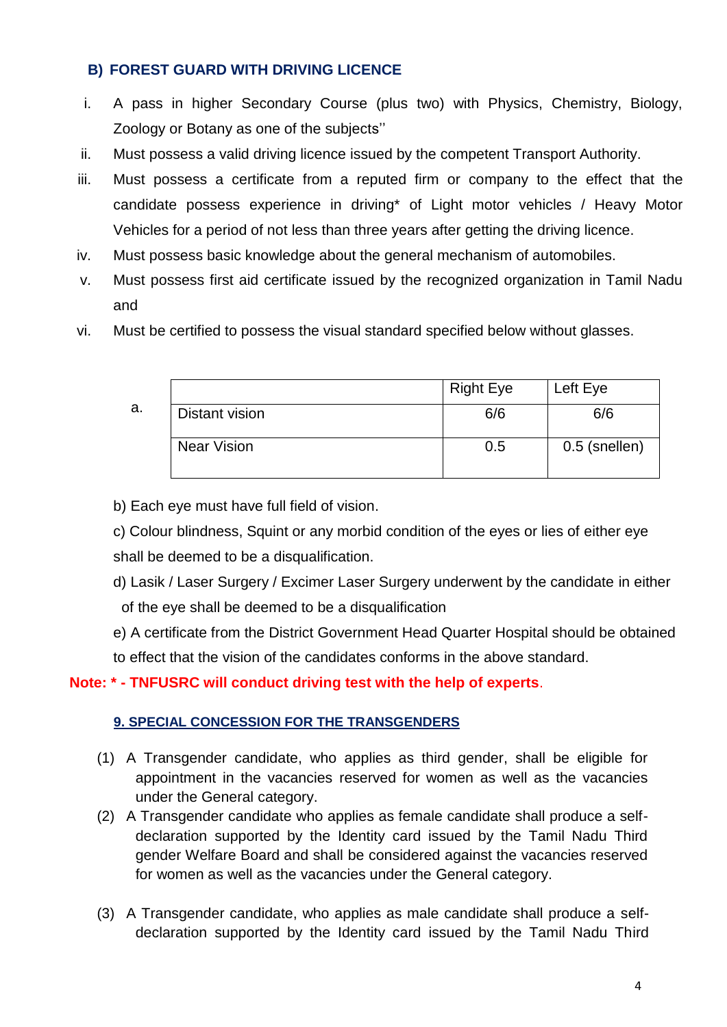## B) FOREST GUARD WITH DRIVING LICENCE

i. A pass in higher Secondary Course (plus two) with Physics, Chemistry, Biology, Zoology or Botany as one of the subjects''

ii. Must possess a valid driving licence issued by the competent Transport Authority.

iii. Must possess a certificate from a reputed firm or company to the effect that the candidate possess experience in driving* of Light motor vehicles / Heavy Motor Vehicles for a period of not less than three years after getting the driving licence.

iv. Must possess basic knowledge about the general mechanism of automobiles.

v. Must possess first aid certificate issued by the recognized organization in Tamil Nadu and

vi. Must be certified to possess the visual standard specified below without glasses.

a.

| | Right Eye | Left Eye |
|---|---|---|
| Distant vision | 6/6 | 6/6 |
| Near Vision | 0.5 | 0.5 (snellen) |

b) Each eye must have full field of vision.

c) Colour blindness, Squint or any morbid condition of the eyes or lies of either eye shall be deemed to be a disqualification.

d) Lasik / Laser Surgery / Excimer Laser Surgery underwent by the candidate in either of the eye shall be deemed to be a disqualification

e) A certificate from the District Government Head Quarter Hospital should be obtained to effect that the vision of the candidates conforms in the above standard.

**Note: * - TNFUSRC will conduct driving test with the help of experts**.

## 9. SPECIAL CONCESSION FOR THE TRANSGENDERS

(1) A Transgender candidate, who applies as third gender, shall be eligible for appointment in the vacancies reserved for women as well as the vacancies under the General category.

(2) A Transgender candidate who applies as female candidate shall produce a self-declaration supported by the Identity card issued by the Tamil Nadu Third gender Welfare Board and shall be considered against the vacancies reserved for women as well as the vacancies under the General category.

(3) A Transgender candidate, who applies as male candidate shall produce a self-declaration supported by the Identity card issued by the Tamil Nadu Third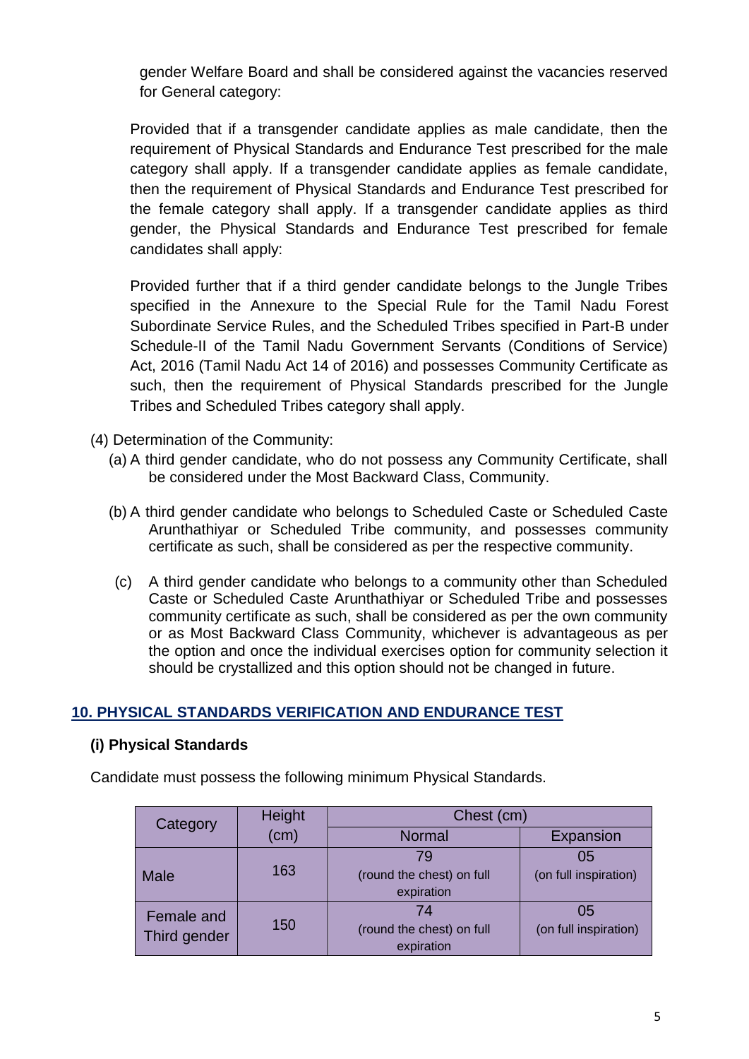gender Welfare Board and shall be considered against the vacancies reserved for General category:

Provided that if a transgender candidate applies as male candidate, then the requirement of Physical Standards and Endurance Test prescribed for the male category shall apply. If a transgender candidate applies as female candidate, then the requirement of Physical Standards and Endurance Test prescribed for the female category shall apply. If a transgender candidate applies as third gender, the Physical Standards and Endurance Test prescribed for female candidates shall apply:

Provided further that if a third gender candidate belongs to the Jungle Tribes specified in the Annexure to the Special Rule for the Tamil Nadu Forest Subordinate Service Rules, and the Scheduled Tribes specified in Part-B under Schedule-II of the Tamil Nadu Government Servants (Conditions of Service) Act, 2016 (Tamil Nadu Act 14 of 2016) and possesses Community Certificate as such, then the requirement of Physical Standards prescribed for the Jungle Tribes and Scheduled Tribes category shall apply.

(4) Determination of the Community:

(a) A third gender candidate, who do not possess any Community Certificate, shall be considered under the Most Backward Class, Community.

(b) A third gender candidate who belongs to Scheduled Caste or Scheduled Caste Arunthathiyar or Scheduled Tribe community, and possesses community certificate as such, shall be considered as per the respective community.

(c) A third gender candidate who belongs to a community other than Scheduled Caste or Scheduled Caste Arunthathiyar or Scheduled Tribe and possesses community certificate as such, shall be considered as per the own community or as Most Backward Class Community, whichever is advantageous as per the option and once the individual exercises option for community selection it should be crystallized and this option should not be changed in future.

## 10. PHYSICAL STANDARDS VERIFICATION AND ENDURANCE TEST

### (i) Physical Standards

Candidate must possess the following minimum Physical Standards.

| Category | Height (cm) | Chest (cm) | |
|---|---|---|---|
| | | Normal | Expansion |
| Male | 163 | 79 (round the chest) on full expiration | 05 (on full inspiration) |
| Female and Third gender | 150 | 74 (round the chest) on full expiration | 05 (on full inspiration) |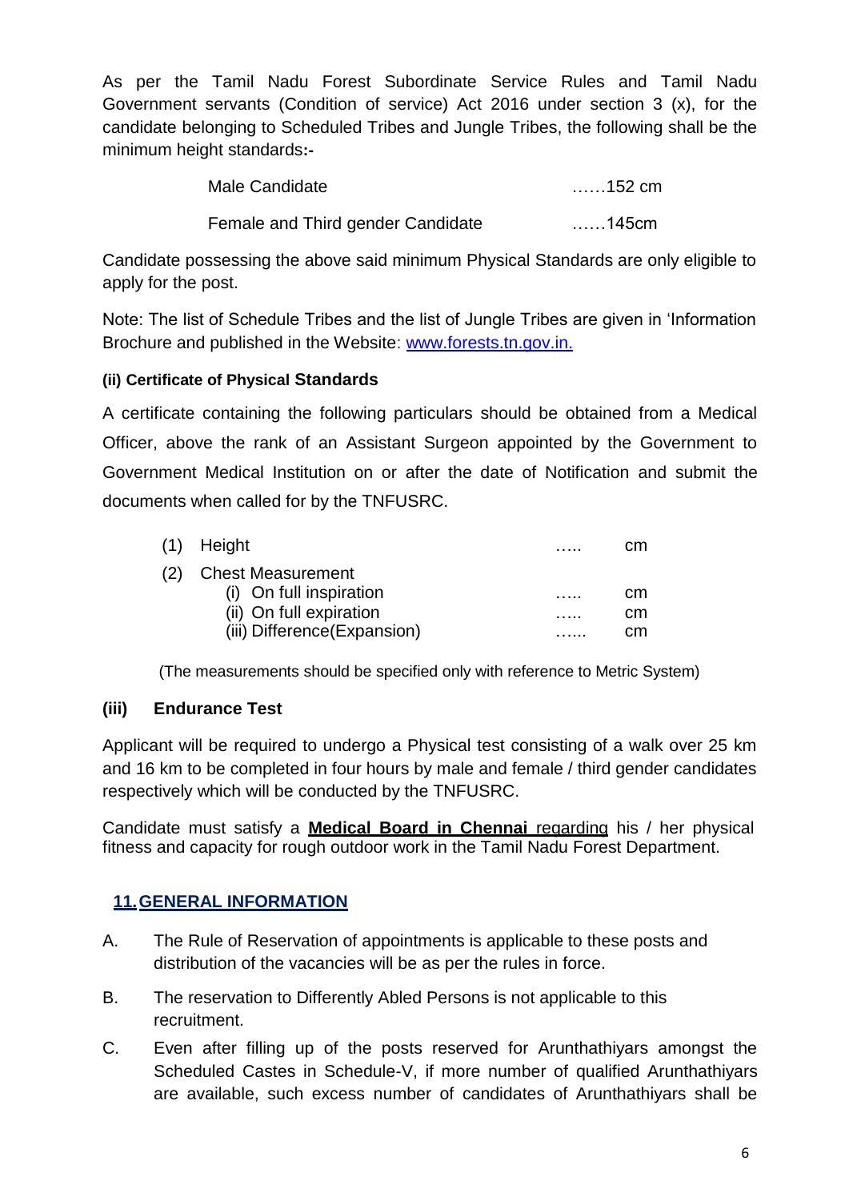As per the Tamil Nadu Forest Subordinate Service Rules and Tamil Nadu Government servants (Condition of service) Act 2016 under section 3 (x), for the candidate belonging to Scheduled Tribes and Jungle Tribes, the following shall be the minimum height standards**:-**

| | |
|---|---|
| Male Candidate | ……152 cm |
| Female and Third gender Candidate | ……145cm |

Candidate possessing the above said minimum Physical Standards are only eligible to apply for the post.

Note: The list of Schedule Tribes and the list of Jungle Tribes are given in 'Information Brochure and published in the Website: [www.forests.tn.gov.in.](http://www.forests.tn.gov.in)

#### (ii) Certificate of Physical Standards

A certificate containing the following particulars should be obtained from a Medical Officer, above the rank of an Assistant Surgeon appointed by the Government to Government Medical Institution on or after the date of Notification and submit the documents when called for by the TNFUSRC.

| | | |
|---|---|---|
| (1) Height | ….. | cm |
| (2) Chest Measurement | | |
| (i) On full inspiration | ….. | cm |
| (ii) On full expiration | ….. | cm |
| (iii) Difference(Expansion) | …… | cm |

(The measurements should be specified only with reference to Metric System)

#### (iii) Endurance Test

Applicant will be required to undergo a Physical test consisting of a walk over 25 km and 16 km to be completed in four hours by male and female / third gender candidates respectively which will be conducted by the TNFUSRC.

Candidate must satisfy a **Medical Board in Chennai** regarding his / her physical fitness and capacity for rough outdoor work in the Tamil Nadu Forest Department.

## 11. GENERAL INFORMATION

A. The Rule of Reservation of appointments is applicable to these posts and distribution of the vacancies will be as per the rules in force.

B. The reservation to Differently Abled Persons is not applicable to this recruitment.

C. Even after filling up of the posts reserved for Arunthathiyars amongst the Scheduled Castes in Schedule-V, if more number of qualified Arunthathiyars are available, such excess number of candidates of Arunthathiyars shall be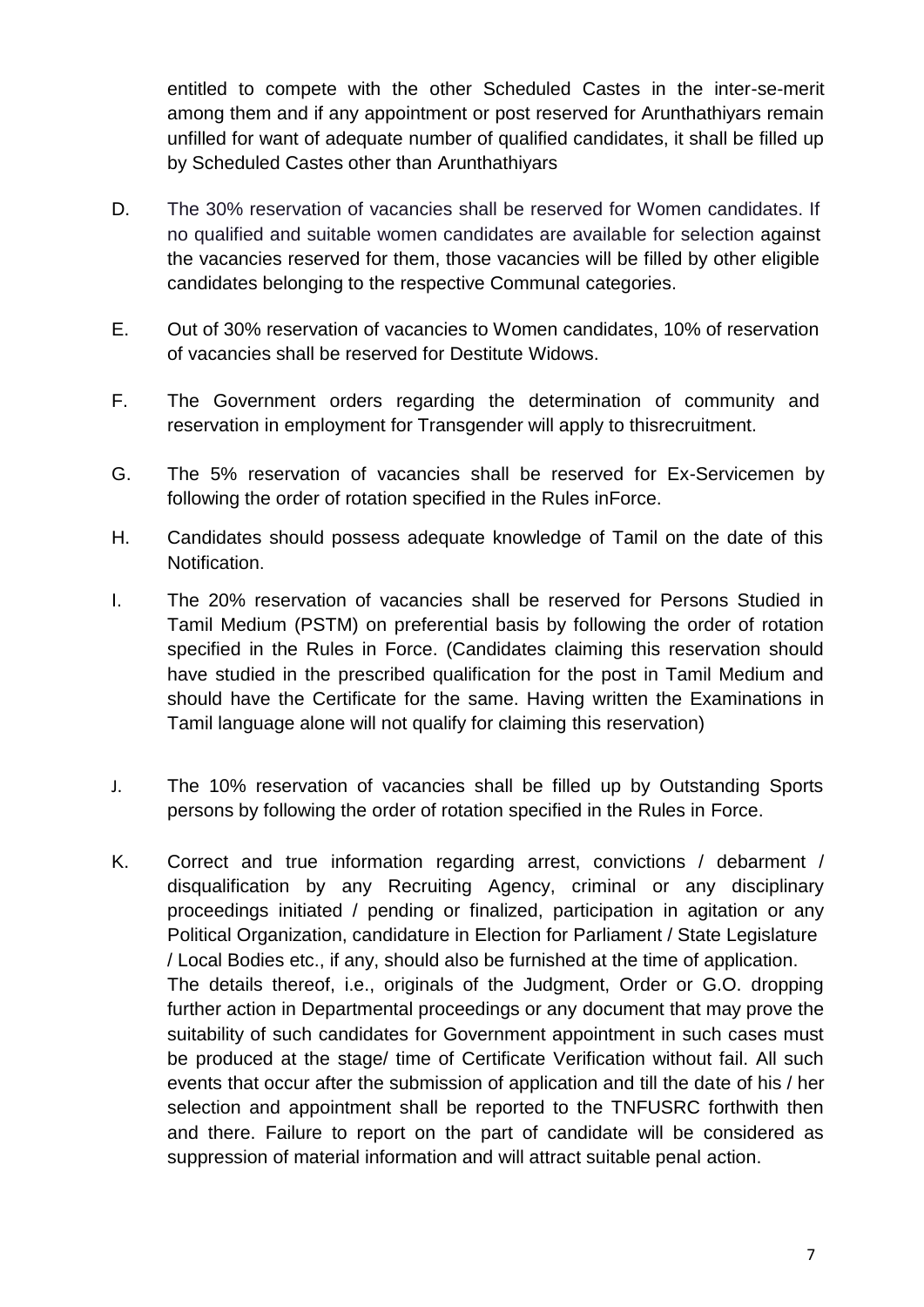entitled to compete with the other Scheduled Castes in the inter-se-merit among them and if any appointment or post reserved for Arunthathiyars remain unfilled for want of adequate number of qualified candidates, it shall be filled up by Scheduled Castes other than Arunthathiyars

D. The 30% reservation of vacancies shall be reserved for Women candidates. If no qualified and suitable women candidates are available for selection against the vacancies reserved for them, those vacancies will be filled by other eligible candidates belonging to the respective Communal categories.

E. Out of 30% reservation of vacancies to Women candidates, 10% of reservation of vacancies shall be reserved for Destitute Widows.

F. The Government orders regarding the determination of community and reservation in employment for Transgender will apply to thisrecruitment.

G. The 5% reservation of vacancies shall be reserved for Ex-Servicemen by following the order of rotation specified in the Rules inForce.

H. Candidates should possess adequate knowledge of Tamil on the date of this Notification.

I. The 20% reservation of vacancies shall be reserved for Persons Studied in Tamil Medium (PSTM) on preferential basis by following the order of rotation specified in the Rules in Force. (Candidates claiming this reservation should have studied in the prescribed qualification for the post in Tamil Medium and should have the Certificate for the same. Having written the Examinations in Tamil language alone will not qualify for claiming this reservation)

J. The 10% reservation of vacancies shall be filled up by Outstanding Sports persons by following the order of rotation specified in the Rules in Force.

K. Correct and true information regarding arrest, convictions / debarment / disqualification by any Recruiting Agency, criminal or any disciplinary proceedings initiated / pending or finalized, participation in agitation or any Political Organization, candidature in Election for Parliament / State Legislature / Local Bodies etc., if any, should also be furnished at the time of application. The details thereof, i.e., originals of the Judgment, Order or G.O. dropping further action in Departmental proceedings or any document that may prove the suitability of such candidates for Government appointment in such cases must be produced at the stage/ time of Certificate Verification without fail. All such events that occur after the submission of application and till the date of his / her selection and appointment shall be reported to the TNFUSRC forthwith then and there. Failure to report on the part of candidate will be considered as suppression of material information and will attract suitable penal action.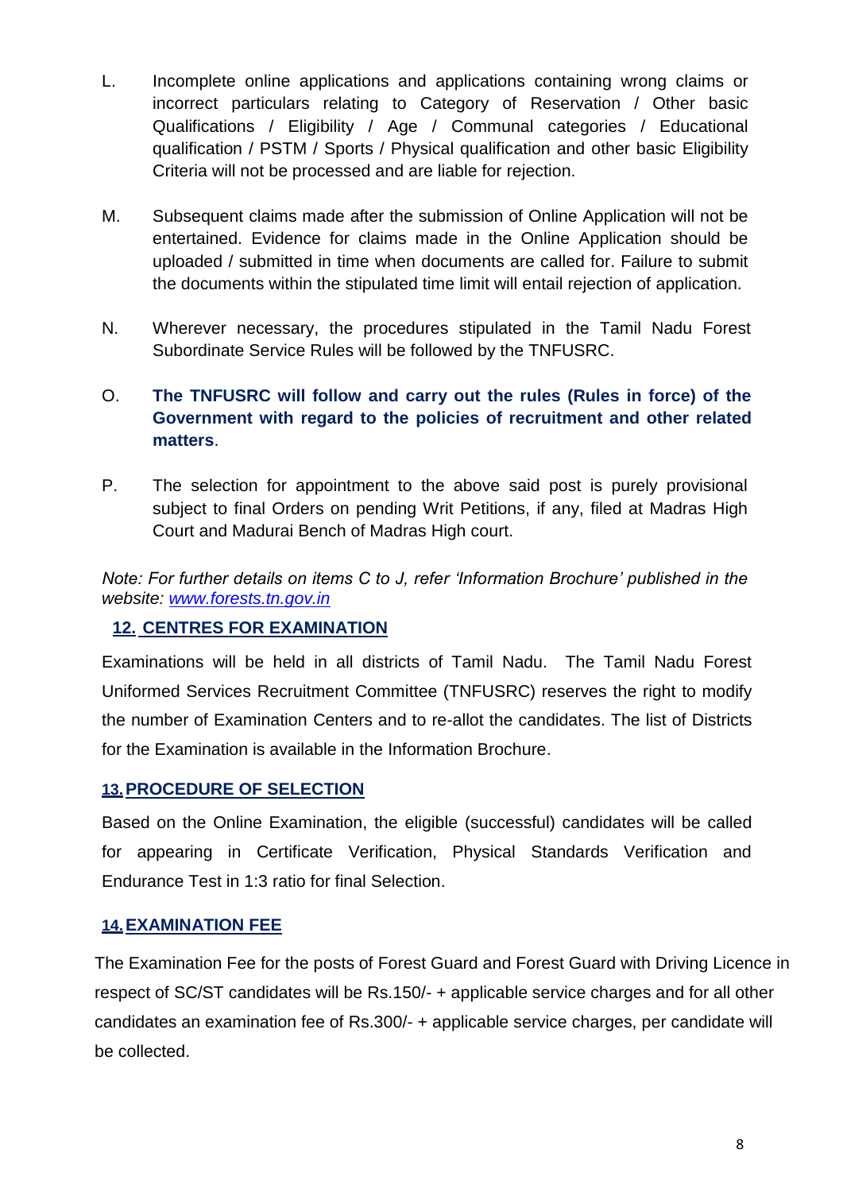L. Incomplete online applications and applications containing wrong claims or incorrect particulars relating to Category of Reservation / Other basic Qualifications / Eligibility / Age / Communal categories / Educational qualification / PSTM / Sports / Physical qualification and other basic Eligibility Criteria will not be processed and are liable for rejection.

M. Subsequent claims made after the submission of Online Application will not be entertained. Evidence for claims made in the Online Application should be uploaded / submitted in time when documents are called for. Failure to submit the documents within the stipulated time limit will entail rejection of application.

N. Wherever necessary, the procedures stipulated in the Tamil Nadu Forest Subordinate Service Rules will be followed by the TNFUSRC.

O. **The TNFUSRC will follow and carry out the rules (Rules in force) of the Government with regard to the policies of recruitment and other related matters**.

P. The selection for appointment to the above said post is purely provisional subject to final Orders on pending Writ Petitions, if any, filed at Madras High Court and Madurai Bench of Madras High court.

*Note: For further details on items C to J, refer 'Information Brochure' published in the website: [www.forests.tn.gov.in](http://www.forests.tn.gov.in)*

## 12. CENTRES FOR EXAMINATION

Examinations will be held in all districts of Tamil Nadu. The Tamil Nadu Forest Uniformed Services Recruitment Committee (TNFUSRC) reserves the right to modify the number of Examination Centers and to re-allot the candidates. The list of Districts for the Examination is available in the Information Brochure.

## 13. PROCEDURE OF SELECTION

Based on the Online Examination, the eligible (successful) candidates will be called for appearing in Certificate Verification, Physical Standards Verification and Endurance Test in 1:3 ratio for final Selection.

## 14. EXAMINATION FEE

The Examination Fee for the posts of Forest Guard and Forest Guard with Driving Licence in respect of SC/ST candidates will be Rs.150/- + applicable service charges and for all other candidates an examination fee of Rs.300/- + applicable service charges, per candidate will be collected.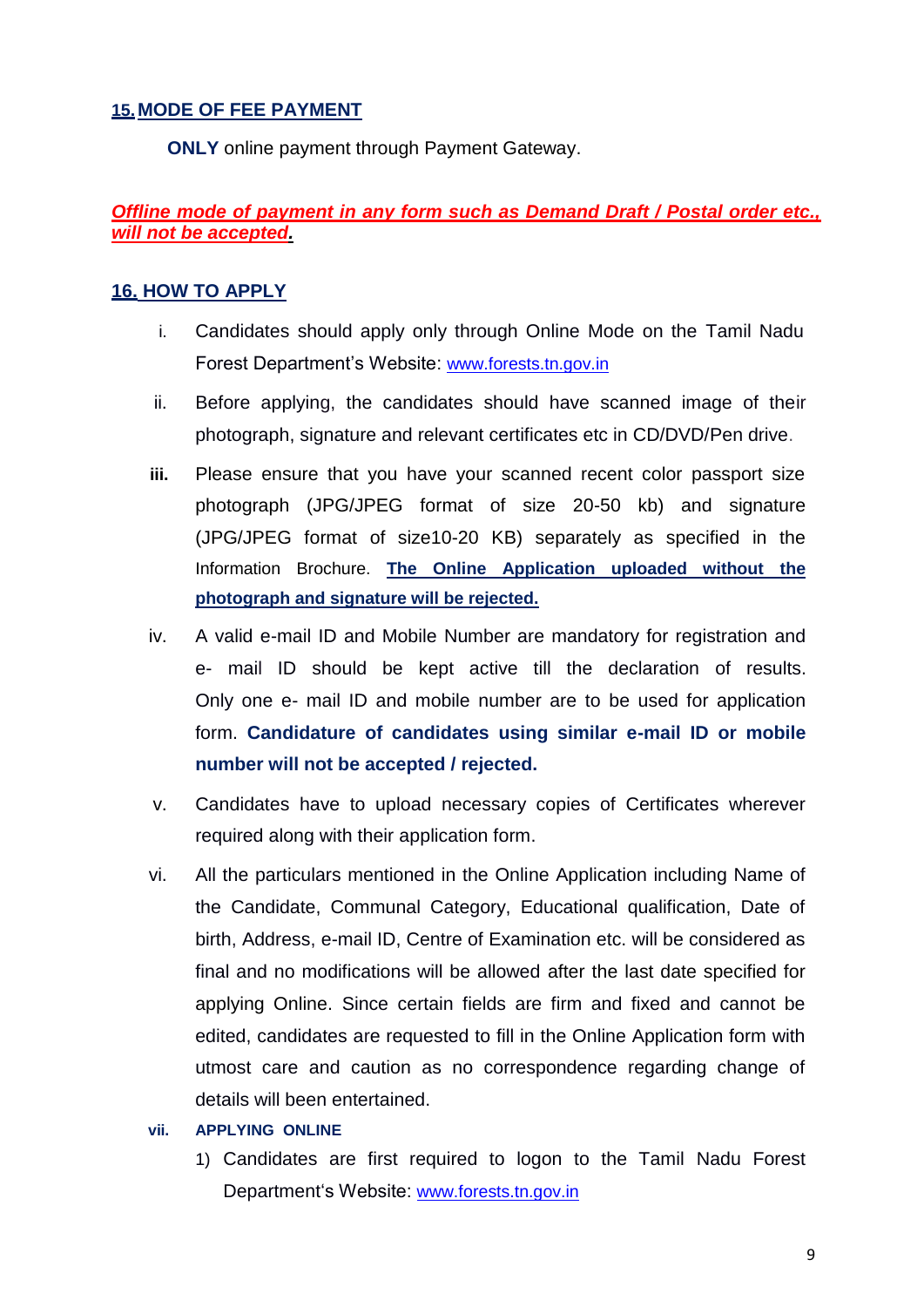## 15. MODE OF FEE PAYMENT

**ONLY** online payment through Payment Gateway.

***Offline mode of payment in any form such as Demand Draft / Postal order etc., will not be accepted.***

## 16. HOW TO APPLY

i. Candidates should apply only through Online Mode on the Tamil Nadu Forest Department's Website: www.forests.tn.gov.in

ii. Before applying, the candidates should have scanned image of their photograph, signature and relevant certificates etc in CD/DVD/Pen drive.

**iii.** Please ensure that you have your scanned recent color passport size photograph (JPG/JPEG format of size 20-50 kb) and signature (JPG/JPEG format of size10-20 KB) separately as specified in the Information Brochure. **The Online Application uploaded without the photograph and signature will be rejected.**

iv. A valid e-mail ID and Mobile Number are mandatory for registration and e- mail ID should be kept active till the declaration of results. Only one e- mail ID and mobile number are to be used for application form. **Candidature of candidates using similar e-mail ID or mobile number will not be accepted / rejected.**

v. Candidates have to upload necessary copies of Certificates wherever required along with their application form.

vi. All the particulars mentioned in the Online Application including Name of the Candidate, Communal Category, Educational qualification, Date of birth, Address, e-mail ID, Centre of Examination etc. will be considered as final and no modifications will be allowed after the last date specified for applying Online. Since certain fields are firm and fixed and cannot be edited, candidates are requested to fill in the Online Application form with utmost care and caution as no correspondence regarding change of details will been entertained.

**vii. APPLYING ONLINE**

1) Candidates are first required to logon to the Tamil Nadu Forest Department's Website: www.forests.tn.gov.in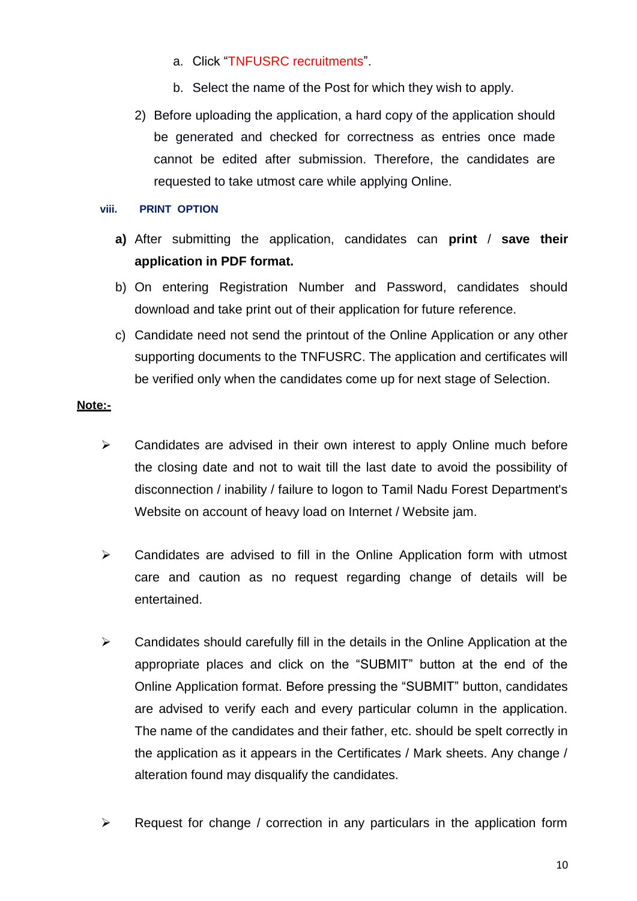a. Click "TNFUSRC recruitments".

b. Select the name of the Post for which they wish to apply.

2) Before uploading the application, a hard copy of the application should be generated and checked for correctness as entries once made cannot be edited after submission. Therefore, the candidates are requested to take utmost care while applying Online.

**viii. PRINT OPTION**

**a)** After submitting the application, candidates can **print** / **save their application in PDF format.**

b) On entering Registration Number and Password, candidates should download and take print out of their application for future reference.

c) Candidate need not send the printout of the Online Application or any other supporting documents to the TNFUSRC. The application and certificates will be verified only when the candidates come up for next stage of Selection.

**Note:-**

- Candidates are advised in their own interest to apply Online much before the closing date and not to wait till the last date to avoid the possibility of disconnection / inability / failure to logon to Tamil Nadu Forest Department's Website on account of heavy load on Internet / Website jam.

- Candidates are advised to fill in the Online Application form with utmost care and caution as no request regarding change of details will be entertained.

- Candidates should carefully fill in the details in the Online Application at the appropriate places and click on the "SUBMIT" button at the end of the Online Application format. Before pressing the "SUBMIT" button, candidates are advised to verify each and every particular column in the application. The name of the candidates and their father, etc. should be spelt correctly in the application as it appears in the Certificates / Mark sheets. Any change / alteration found may disqualify the candidates.

- Request for change / correction in any particulars in the application form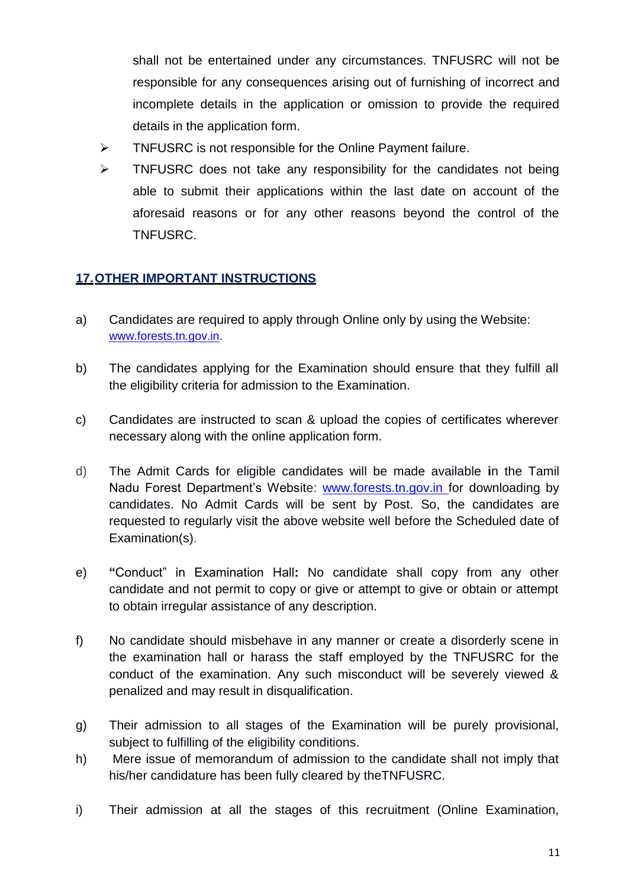shall not be entertained under any circumstances. TNFUSRC will not be responsible for any consequences arising out of furnishing of incorrect and incomplete details in the application or omission to provide the required details in the application form.

- TNFUSRC is not responsible for the Online Payment failure.
- TNFUSRC does not take any responsibility for the candidates not being able to submit their applications within the last date on account of the aforesaid reasons or for any other reasons beyond the control of the TNFUSRC.

## 17. OTHER IMPORTANT INSTRUCTIONS

a) Candidates are required to apply through Online only by using the Website: www.forests.tn.gov.in.

b) The candidates applying for the Examination should ensure that they fulfill all the eligibility criteria for admission to the Examination.

c) Candidates are instructed to scan & upload the copies of certificates wherever necessary along with the online application form.

d) The Admit Cards for eligible candidates will be made available **i**n the Tamil Nadu Forest Department's Website: www.forests.tn.gov.in for downloading by candidates. No Admit Cards will be sent by Post. So, the candidates are requested to regularly visit the above website well before the Scheduled date of Examination(s).

e) **"**Conduct" in Examination Hall**:** No candidate shall copy from any other candidate and not permit to copy or give or attempt to give or obtain or attempt to obtain irregular assistance of any description.

f) No candidate should misbehave in any manner or create a disorderly scene in the examination hall or harass the staff employed by the TNFUSRC for the conduct of the examination. Any such misconduct will be severely viewed & penalized and may result in disqualification.

g) Their admission to all stages of the Examination will be purely provisional, subject to fulfilling of the eligibility conditions.

h) Mere issue of memorandum of admission to the candidate shall not imply that his/her candidature has been fully cleared by theTNFUSRC.

i) Their admission at all the stages of this recruitment (Online Examination,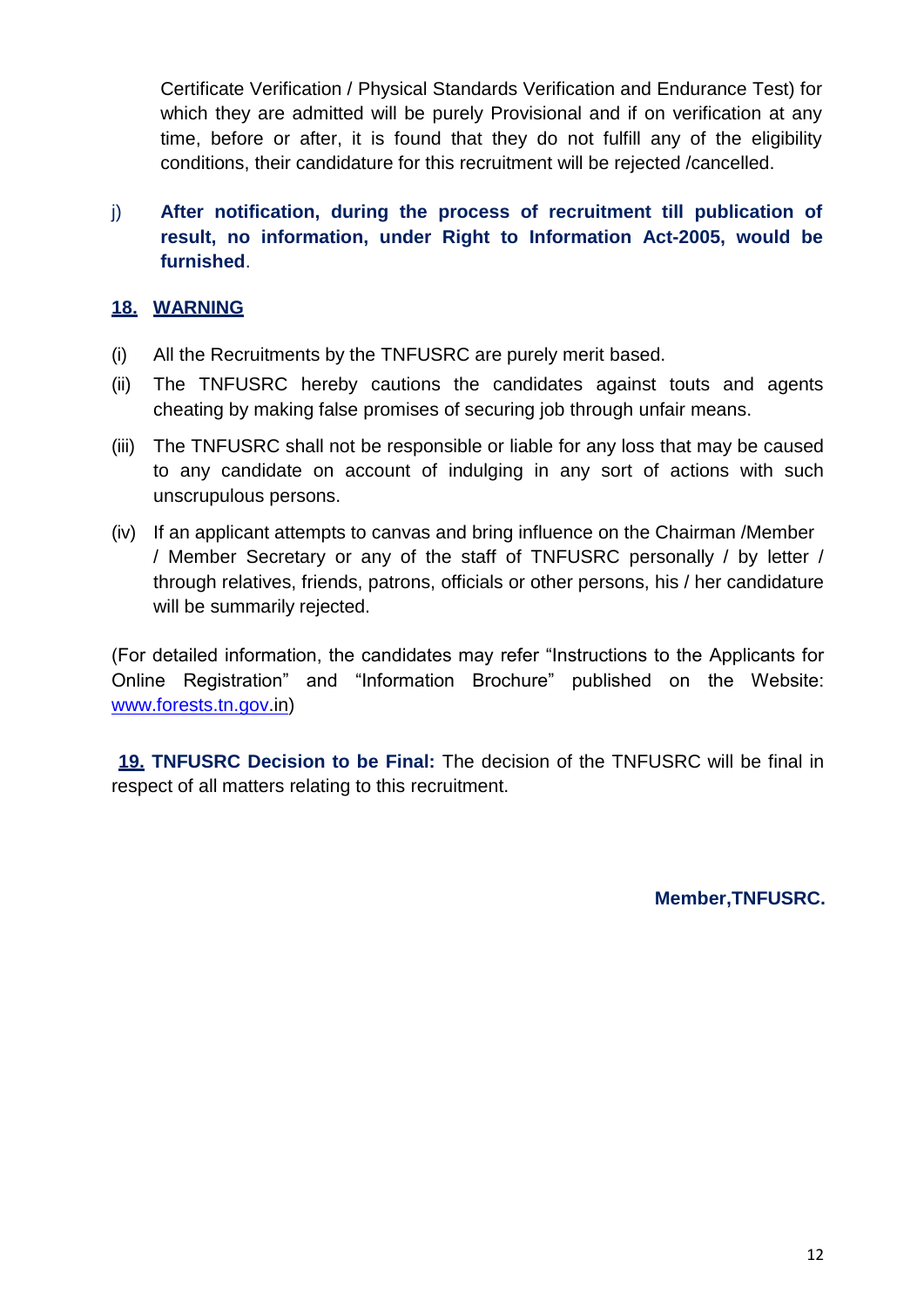Certificate Verification / Physical Standards Verification and Endurance Test) for which they are admitted will be purely Provisional and if on verification at any time, before or after, it is found that they do not fulfill any of the eligibility conditions, their candidature for this recruitment will be rejected /cancelled.

j) **After notification, during the process of recruitment till publication of result, no information, under Right to Information Act-2005, would be furnished**.

## 18. WARNING

(i) All the Recruitments by the TNFUSRC are purely merit based.

(ii) The TNFUSRC hereby cautions the candidates against touts and agents cheating by making false promises of securing job through unfair means.

(iii) The TNFUSRC shall not be responsible or liable for any loss that may be caused to any candidate on account of indulging in any sort of actions with such unscrupulous persons.

(iv) If an applicant attempts to canvas and bring influence on the Chairman /Member / Member Secretary or any of the staff of TNFUSRC personally / by letter / through relatives, friends, patrons, officials or other persons, his / her candidature will be summarily rejected.

(For detailed information, the candidates may refer "Instructions to the Applicants for Online Registration" and "Information Brochure" published on the Website: www.forests.tn.gov.in)

**19. TNFUSRC Decision to be Final:** The decision of the TNFUSRC will be final in respect of all matters relating to this recruitment.

**Member,TNFUSRC.**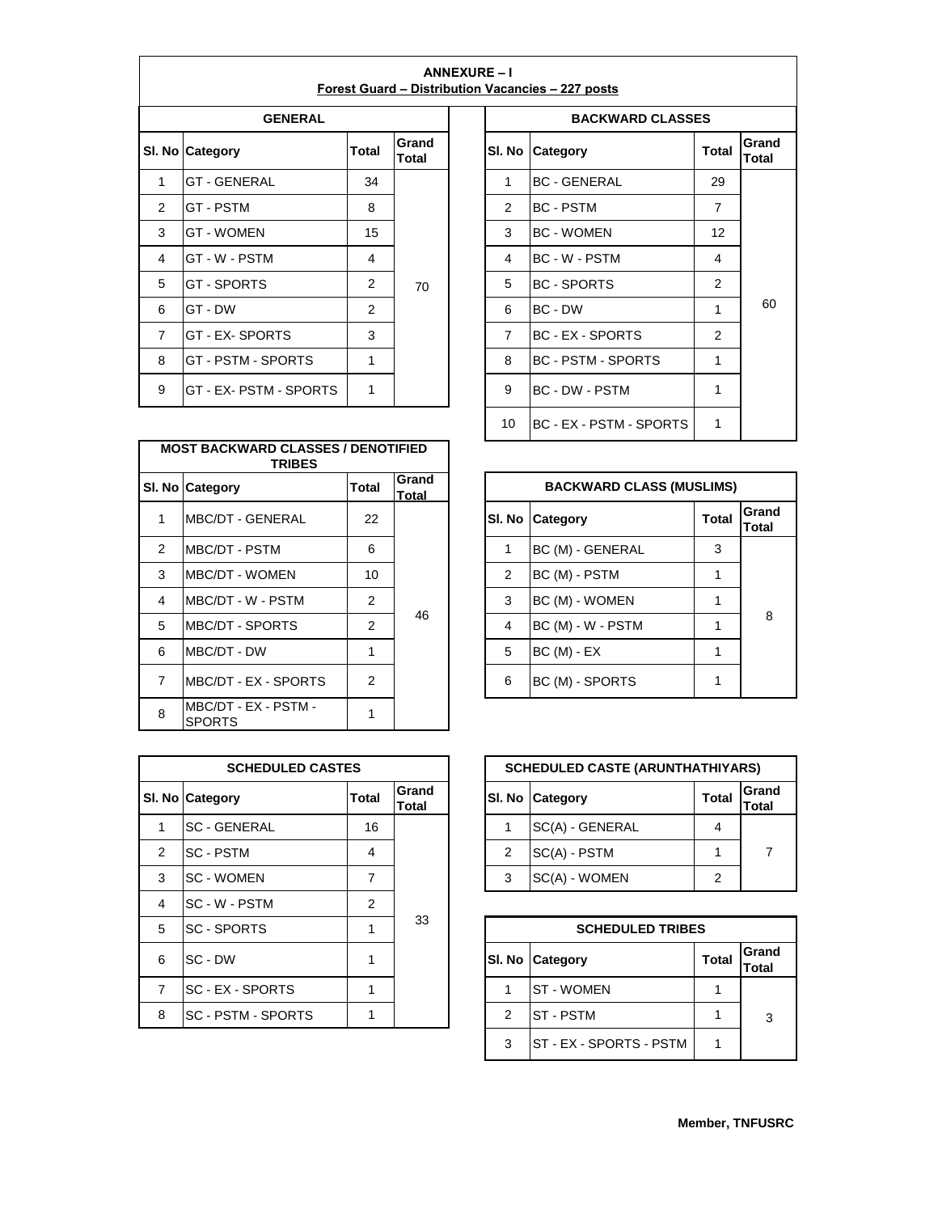# ANNEXURE – I

**Forest Guard – Distribution Vacancies – 227 posts**

**GENERAL**

| Sl. No | Category | Total | Grand Total |
|---|---|---|---|
| 1 | GT - GENERAL | 34 | 70 |
| 2 | GT - PSTM | 8 | |
| 3 | GT - WOMEN | 15 | |
| 4 | GT - W - PSTM | 4 | |
| 5 | GT - SPORTS | 2 | |
| 6 | GT - DW | 2 | |
| 7 | GT - EX- SPORTS | 3 | |
| 8 | GT - PSTM - SPORTS | 1 | |
| 9 | GT - EX- PSTM - SPORTS | 1 | |

**BACKWARD CLASSES**

| Sl. No | Category | Total | Grand Total |
|---|---|---|---|
| 1 | BC - GENERAL | 29 | 60 |
| 2 | BC - PSTM | 7 | |
| 3 | BC - WOMEN | 12 | |
| 4 | BC - W - PSTM | 4 | |
| 5 | BC - SPORTS | 2 | |
| 6 | BC - DW | 1 | |
| 7 | BC - EX - SPORTS | 2 | |
| 8 | BC - PSTM - SPORTS | 1 | |
| 9 | BC - DW - PSTM | 1 | |
| 10 | BC - EX - PSTM - SPORTS | 1 | |

**MOST BACKWARD CLASSES / DENOTIFIED TRIBES**

| Sl. No | Category | Total | Grand Total |
|---|---|---|---|
| 1 | MBC/DT - GENERAL | 22 | 46 |
| 2 | MBC/DT - PSTM | 6 | |
| 3 | MBC/DT - WOMEN | 10 | |
| 4 | MBC/DT - W - PSTM | 2 | |
| 5 | MBC/DT - SPORTS | 2 | |
| 6 | MBC/DT - DW | 1 | |
| 7 | MBC/DT - EX - SPORTS | 2 | |
| 8 | MBC/DT - EX - PSTM - SPORTS | 1 | |

**BACKWARD CLASS (MUSLIMS)**

| Sl. No | Category | Total | Grand Total |
|---|---|---|---|
| 1 | BC (M) - GENERAL | 3 | 8 |
| 2 | BC (M) - PSTM | 1 | |
| 3 | BC (M) - WOMEN | 1 | |
| 4 | BC (M) - W - PSTM | 1 | |
| 5 | BC (M) - EX | 1 | |
| 6 | BC (M) - SPORTS | 1 | |

**SCHEDULED CASTES**

| Sl. No | Category | Total | Grand Total |
|---|---|---|---|
| 1 | SC - GENERAL | 16 | 33 |
| 2 | SC - PSTM | 4 | |
| 3 | SC - WOMEN | 7 | |
| 4 | SC - W - PSTM | 2 | |
| 5 | SC - SPORTS | 1 | |
| 6 | SC - DW | 1 | |
| 7 | SC - EX - SPORTS | 1 | |
| 8 | SC - PSTM - SPORTS | 1 | |

**SCHEDULED CASTE (ARUNTHATHIYARS)**

| Sl. No | Category | Total | Grand Total |
|---|---|---|---|
| 1 | SC(A) - GENERAL | 4 | 7 |
| 2 | SC(A) - PSTM | 1 | |
| 3 | SC(A) - WOMEN | 2 | |

**SCHEDULED TRIBES**

| Sl. No | Category | Total | Grand Total |
|---|---|---|---|
| 1 | ST - WOMEN | 1 | 3 |
| 2 | ST - PSTM | 1 | |
| 3 | ST - EX - SPORTS - PSTM | 1 | |

**Member, TNFUSRC**